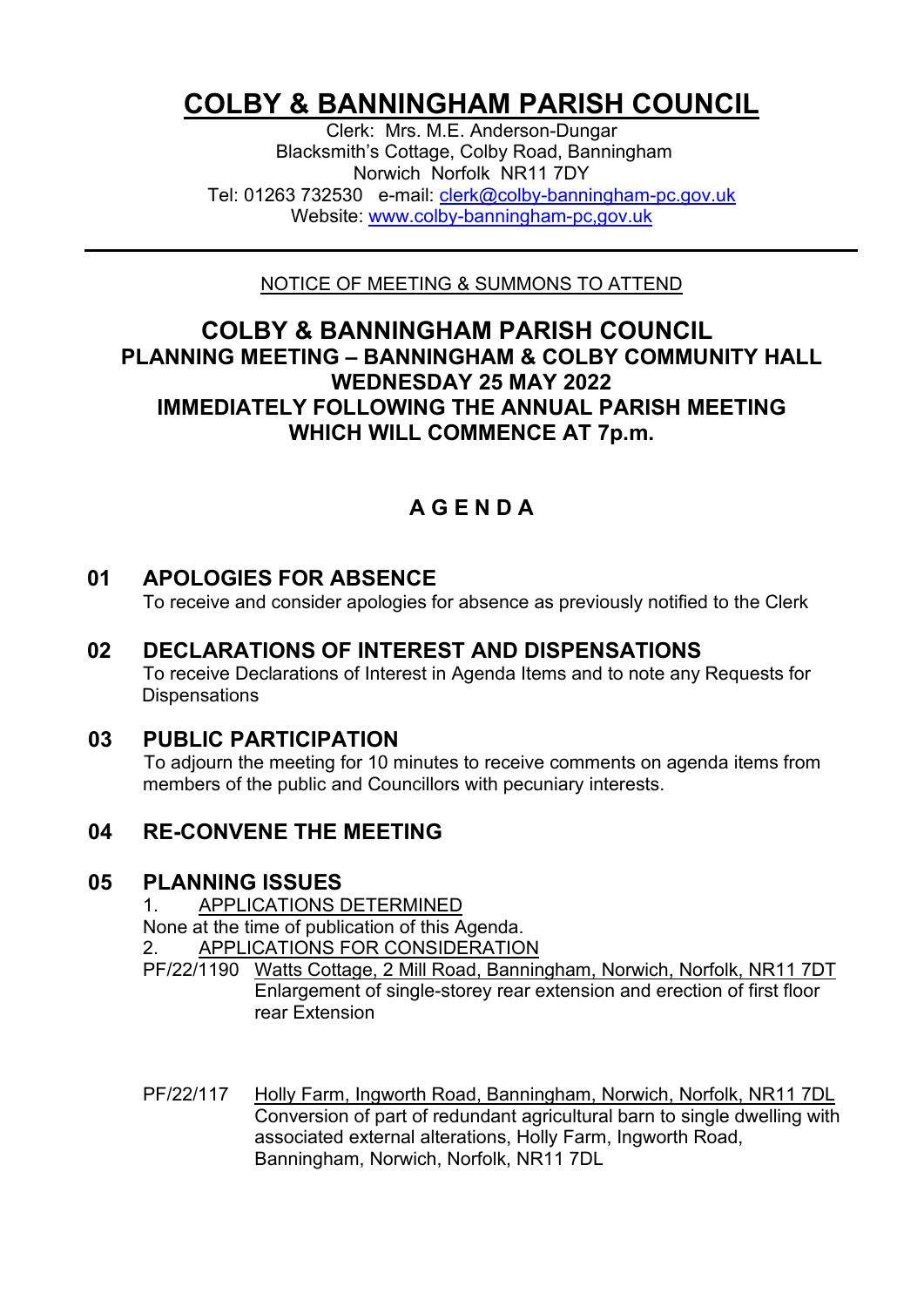# COLBY & BANNINGHAM PARISH COUNCIL

Clerk: Mrs. M.E. Anderson-Dungar
Blacksmith's Cottage, Colby Road, Banningham
Norwich Norfolk NR11 7DY
Tel: 01263 732530 e-mail: clerk@colby-banningham-pc.gov.uk
Website: www.colby-banningham-pc,gov.uk

---

NOTICE OF MEETING & SUMMONS TO ATTEND

## COLBY & BANNINGHAM PARISH COUNCIL
### PLANNING MEETING – BANNINGHAM & COLBY COMMUNITY HALL
### WEDNESDAY 25 MAY 2022
### IMMEDIATELY FOLLOWING THE ANNUAL PARISH MEETING
### WHICH WILL COMMENCE AT 7p.m.

## A G E N D A

### 01 APOLOGIES FOR ABSENCE

To receive and consider apologies for absence as previously notified to the Clerk

### 02 DECLARATIONS OF INTEREST AND DISPENSATIONS

To receive Declarations of Interest in Agenda Items and to note any Requests for Dispensations

### 03 PUBLIC PARTICIPATION

To adjourn the meeting for 10 minutes to receive comments on agenda items from members of the public and Councillors with pecuniary interests.

### 04 RE-CONVENE THE MEETING

### 05 PLANNING ISSUES

1. APPLICATIONS DETERMINED

None at the time of publication of this Agenda.

2. APPLICATIONS FOR CONSIDERATION

PF/22/1190 Watts Cottage, 2 Mill Road, Banningham, Norwich, Norfolk, NR11 7DT
Enlargement of single-storey rear extension and erection of first floor rear Extension

PF/22/117 Holly Farm, Ingworth Road, Banningham, Norwich, Norfolk, NR11 7DL
Conversion of part of redundant agricultural barn to single dwelling with associated external alterations, Holly Farm, Ingworth Road, Banningham, Norwich, Norfolk, NR11 7DL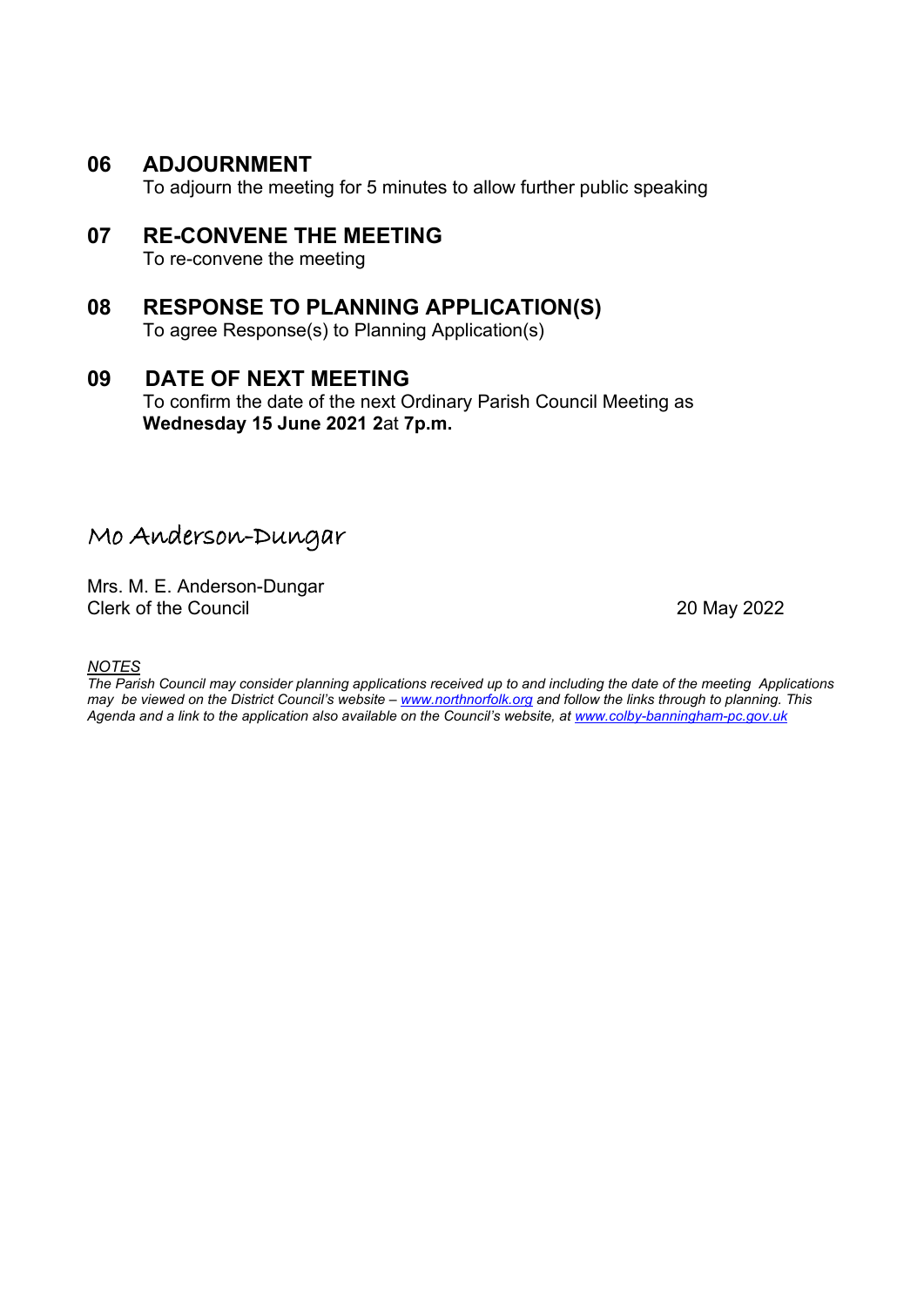## 06 ADJOURNMENT

To adjourn the meeting for 5 minutes to allow further public speaking

## 07 RE-CONVENE THE MEETING

To re-convene the meeting

## 08 RESPONSE TO PLANNING APPLICATION(S)

To agree Response(s) to Planning Application(s)

## 09 DATE OF NEXT MEETING

To confirm the date of the next Ordinary Parish Council Meeting as **Wednesday 15 June 2021 2**at **7p.m.**

Mo Anderson-Dungar

Mrs. M. E. Anderson-Dungar
Clerk of the Council

20 May 2022

*NOTES*

*The Parish Council may consider planning applications received up to and including the date of the meeting Applications may be viewed on the District Council's website – www.northnorfolk.org and follow the links through to planning. This Agenda and a link to the application also available on the Council's website, at www.colby-banningham-pc.gov.uk*